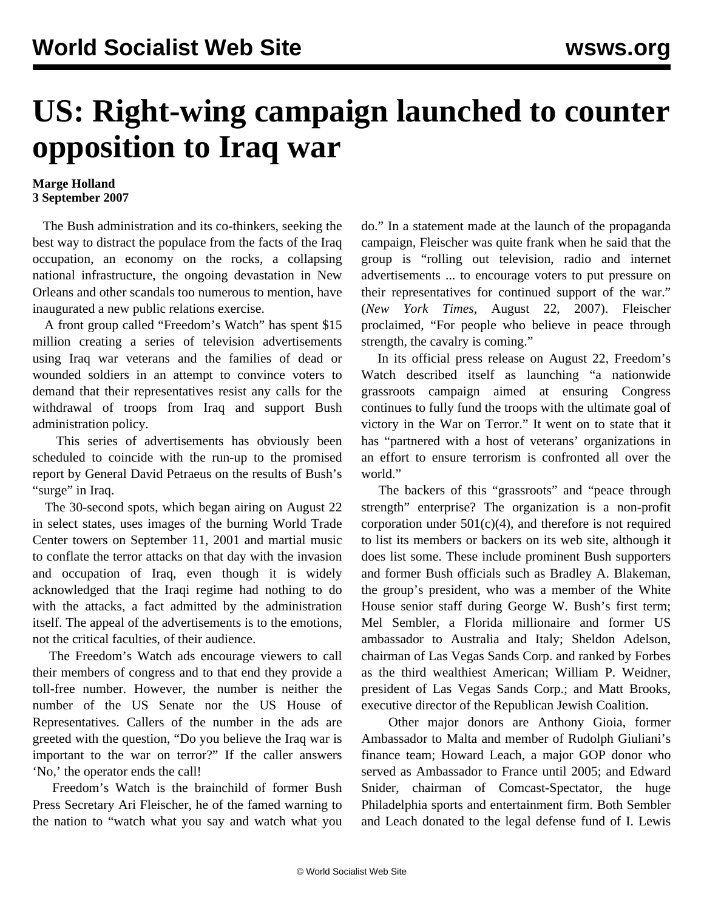# US: Right-wing campaign launched to counter opposition to Iraq war

**Marge Holland**
**3 September 2007**

The Bush administration and its co-thinkers, seeking the best way to distract the populace from the facts of the Iraq occupation, an economy on the rocks, a collapsing national infrastructure, the ongoing devastation in New Orleans and other scandals too numerous to mention, have inaugurated a new public relations exercise.

A front group called "Freedom's Watch" has spent $15 million creating a series of television advertisements using Iraq war veterans and the families of dead or wounded soldiers in an attempt to convince voters to demand that their representatives resist any calls for the withdrawal of troops from Iraq and support Bush administration policy.

This series of advertisements has obviously been scheduled to coincide with the run-up to the promised report by General David Petraeus on the results of Bush's "surge" in Iraq.

The 30-second spots, which began airing on August 22 in select states, uses images of the burning World Trade Center towers on September 11, 2001 and martial music to conflate the terror attacks on that day with the invasion and occupation of Iraq, even though it is widely acknowledged that the Iraqi regime had nothing to do with the attacks, a fact admitted by the administration itself. The appeal of the advertisements is to the emotions, not the critical faculties, of their audience.

The Freedom's Watch ads encourage viewers to call their members of congress and to that end they provide a toll-free number. However, the number is neither the number of the US Senate nor the US House of Representatives. Callers of the number in the ads are greeted with the question, "Do you believe the Iraq war is important to the war on terror?" If the caller answers 'No,' the operator ends the call!

Freedom's Watch is the brainchild of former Bush Press Secretary Ari Fleischer, he of the famed warning to the nation to "watch what you say and watch what you do." In a statement made at the launch of the propaganda campaign, Fleischer was quite frank when he said that the group is "rolling out television, radio and internet advertisements ... to encourage voters to put pressure on their representatives for continued support of the war." (*New York Times*, August 22, 2007). Fleischer proclaimed, "For people who believe in peace through strength, the cavalry is coming."

In its official press release on August 22, Freedom's Watch described itself as launching "a nationwide grassroots campaign aimed at ensuring Congress continues to fully fund the troops with the ultimate goal of victory in the War on Terror." It went on to state that it has "partnered with a host of veterans' organizations in an effort to ensure terrorism is confronted all over the world."

The backers of this "grassroots" and "peace through strength" enterprise? The organization is a non-profit corporation under 501(c)(4), and therefore is not required to list its members or backers on its web site, although it does list some. These include prominent Bush supporters and former Bush officials such as Bradley A. Blakeman, the group's president, who was a member of the White House senior staff during George W. Bush's first term; Mel Sembler, a Florida millionaire and former US ambassador to Australia and Italy; Sheldon Adelson, chairman of Las Vegas Sands Corp. and ranked by Forbes as the third wealthiest American; William P. Weidner, president of Las Vegas Sands Corp.; and Matt Brooks, executive director of the Republican Jewish Coalition.

Other major donors are Anthony Gioia, former Ambassador to Malta and member of Rudolph Giuliani's finance team; Howard Leach, a major GOP donor who served as Ambassador to France until 2005; and Edward Snider, chairman of Comcast-Spectator, the huge Philadelphia sports and entertainment firm. Both Sembler and Leach donated to the legal defense fund of I. Lewis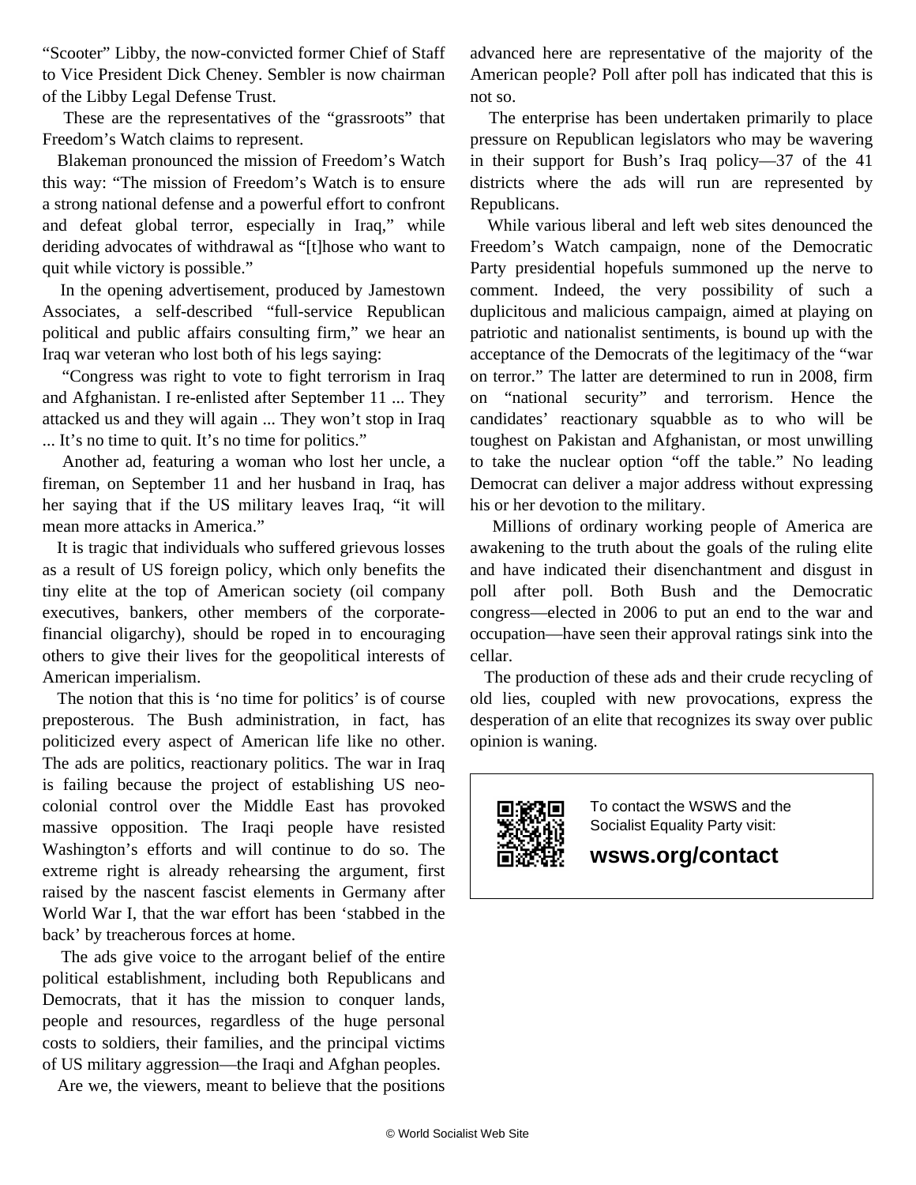"Scooter" Libby, the now-convicted former Chief of Staff to Vice President Dick Cheney. Sembler is now chairman of the Libby Legal Defense Trust.

These are the representatives of the "grassroots" that Freedom's Watch claims to represent.

Blakeman pronounced the mission of Freedom's Watch this way: "The mission of Freedom's Watch is to ensure a strong national defense and a powerful effort to confront and defeat global terror, especially in Iraq," while deriding advocates of withdrawal as "[t]hose who want to quit while victory is possible."

In the opening advertisement, produced by Jamestown Associates, a self-described "full-service Republican political and public affairs consulting firm," we hear an Iraq war veteran who lost both of his legs saying:

"Congress was right to vote to fight terrorism in Iraq and Afghanistan. I re-enlisted after September 11 ... They attacked us and they will again ... They won't stop in Iraq ... It's no time to quit. It's no time for politics."

Another ad, featuring a woman who lost her uncle, a fireman, on September 11 and her husband in Iraq, has her saying that if the US military leaves Iraq, "it will mean more attacks in America."

It is tragic that individuals who suffered grievous losses as a result of US foreign policy, which only benefits the tiny elite at the top of American society (oil company executives, bankers, other members of the corporate-financial oligarchy), should be roped in to encouraging others to give their lives for the geopolitical interests of American imperialism.

The notion that this is 'no time for politics' is of course preposterous. The Bush administration, in fact, has politicized every aspect of American life like no other. The ads are politics, reactionary politics. The war in Iraq is failing because the project of establishing US neo-colonial control over the Middle East has provoked massive opposition. The Iraqi people have resisted Washington's efforts and will continue to do so. The extreme right is already rehearsing the argument, first raised by the nascent fascist elements in Germany after World War I, that the war effort has been 'stabbed in the back' by treacherous forces at home.

The ads give voice to the arrogant belief of the entire political establishment, including both Republicans and Democrats, that it has the mission to conquer lands, people and resources, regardless of the huge personal costs to soldiers, their families, and the principal victims of US military aggression—the Iraqi and Afghan peoples.

Are we, the viewers, meant to believe that the positions advanced here are representative of the majority of the American people? Poll after poll has indicated that this is not so.

The enterprise has been undertaken primarily to place pressure on Republican legislators who may be wavering in their support for Bush's Iraq policy—37 of the 41 districts where the ads will run are represented by Republicans.

While various liberal and left web sites denounced the Freedom's Watch campaign, none of the Democratic Party presidential hopefuls summoned up the nerve to comment. Indeed, the very possibility of such a duplicitous and malicious campaign, aimed at playing on patriotic and nationalist sentiments, is bound up with the acceptance of the Democrats of the legitimacy of the "war on terror." The latter are determined to run in 2008, firm on "national security" and terrorism. Hence the candidates' reactionary squabble as to who will be toughest on Pakistan and Afghanistan, or most unwilling to take the nuclear option "off the table." No leading Democrat can deliver a major address without expressing his or her devotion to the military.

Millions of ordinary working people of America are awakening to the truth about the goals of the ruling elite and have indicated their disenchantment and disgust in poll after poll. Both Bush and the Democratic congress—elected in 2006 to put an end to the war and occupation—have seen their approval ratings sink into the cellar.

The production of these ads and their crude recycling of old lies, coupled with new provocations, express the desperation of an elite that recognizes its sway over public opinion is waning.

To contact the WSWS and the Socialist Equality Party visit:

**wsws.org/contact**